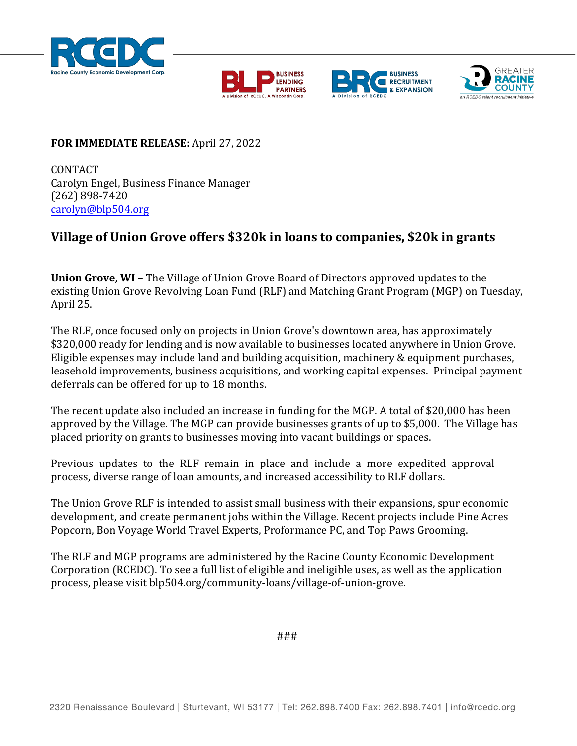**FOR IMMEDIATE RELEASE:** April 27, 2022

CONTACT
Carolyn Engel, Business Finance Manager
(262) 898-7420
carolyn@blp504.org

## Village of Union Grove offers $320k in loans to companies, $20k in grants

**Union Grove, WI –** The Village of Union Grove Board of Directors approved updates to the existing Union Grove Revolving Loan Fund (RLF) and Matching Grant Program (MGP) on Tuesday, April 25.

The RLF, once focused only on projects in Union Grove's downtown area, has approximately $320,000 ready for lending and is now available to businesses located anywhere in Union Grove. Eligible expenses may include land and building acquisition, machinery & equipment purchases, leasehold improvements, business acquisitions, and working capital expenses. Principal payment deferrals can be offered for up to 18 months.

The recent update also included an increase in funding for the MGP. A total of $20,000 has been approved by the Village. The MGP can provide businesses grants of up to $5,000. The Village has placed priority on grants to businesses moving into vacant buildings or spaces.

Previous updates to the RLF remain in place and include a more expedited approval process, diverse range of loan amounts, and increased accessibility to RLF dollars.

The Union Grove RLF is intended to assist small business with their expansions, spur economic development, and create permanent jobs within the Village. Recent projects include Pine Acres Popcorn, Bon Voyage World Travel Experts, Proformance PC, and Top Paws Grooming.

The RLF and MGP programs are administered by the Racine County Economic Development Corporation (RCEDC). To see a full list of eligible and ineligible uses, as well as the application process, please visit blp504.org/community-loans/village-of-union-grove.

###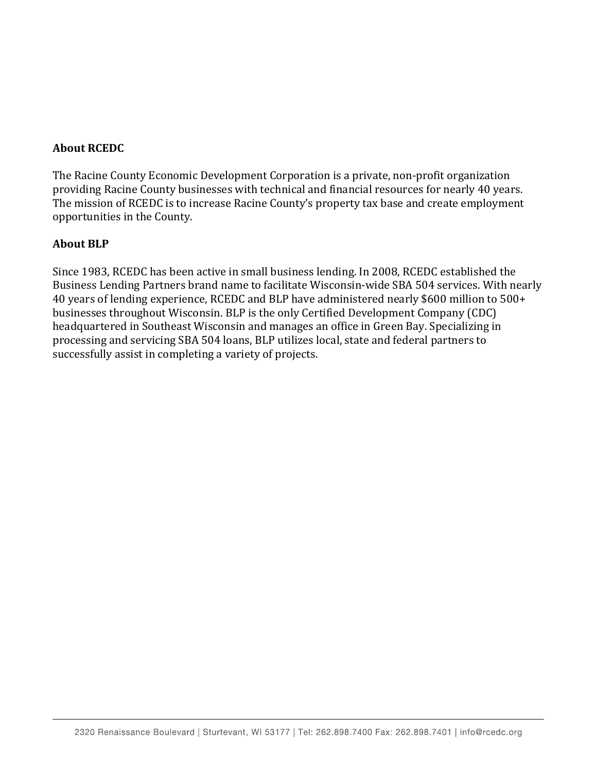**About RCEDC**

The Racine County Economic Development Corporation is a private, non-profit organization providing Racine County businesses with technical and financial resources for nearly 40 years. The mission of RCEDC is to increase Racine County's property tax base and create employment opportunities in the County.

**About BLP**

Since 1983, RCEDC has been active in small business lending. In 2008, RCEDC established the Business Lending Partners brand name to facilitate Wisconsin-wide SBA 504 services. With nearly 40 years of lending experience, RCEDC and BLP have administered nearly $600 million to 500+ businesses throughout Wisconsin. BLP is the only Certified Development Company (CDC) headquartered in Southeast Wisconsin and manages an office in Green Bay. Specializing in processing and servicing SBA 504 loans, BLP utilizes local, state and federal partners to successfully assist in completing a variety of projects.